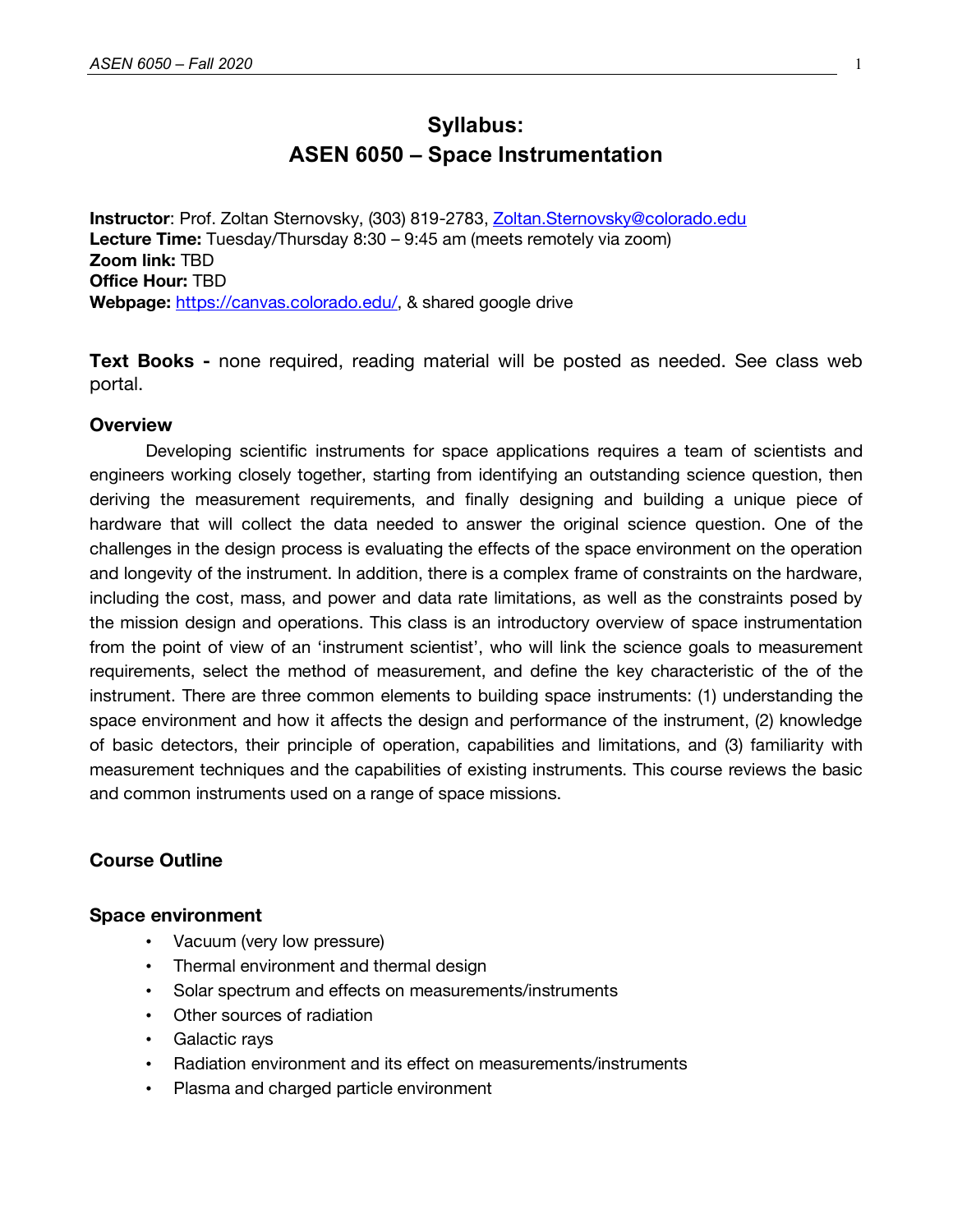# Syllabus:
# ASEN 6050 – Space Instrumentation

**Instructor**: Prof. Zoltan Sternovsky, (303) 819-2783, Zoltan.Sternovsky@colorado.edu
**Lecture Time:** Tuesday/Thursday 8:30 – 9:45 am (meets remotely via zoom)
**Zoom link:** TBD
**Office Hour:** TBD
**Webpage:** https://canvas.colorado.edu/, & shared google drive

**Text Books -** none required, reading material will be posted as needed. See class web portal.

### Overview

Developing scientific instruments for space applications requires a team of scientists and engineers working closely together, starting from identifying an outstanding science question, then deriving the measurement requirements, and finally designing and building a unique piece of hardware that will collect the data needed to answer the original science question. One of the challenges in the design process is evaluating the effects of the space environment on the operation and longevity of the instrument. In addition, there is a complex frame of constraints on the hardware, including the cost, mass, and power and data rate limitations, as well as the constraints posed by the mission design and operations. This class is an introductory overview of space instrumentation from the point of view of an 'instrument scientist', who will link the science goals to measurement requirements, select the method of measurement, and define the key characteristic of the of the instrument. There are three common elements to building space instruments: (1) understanding the space environment and how it affects the design and performance of the instrument, (2) knowledge of basic detectors, their principle of operation, capabilities and limitations, and (3) familiarity with measurement techniques and the capabilities of existing instruments. This course reviews the basic and common instruments used on a range of space missions.

### Course Outline

### Space environment

- Vacuum (very low pressure)
- Thermal environment and thermal design
- Solar spectrum and effects on measurements/instruments
- Other sources of radiation
- Galactic rays
- Radiation environment and its effect on measurements/instruments
- Plasma and charged particle environment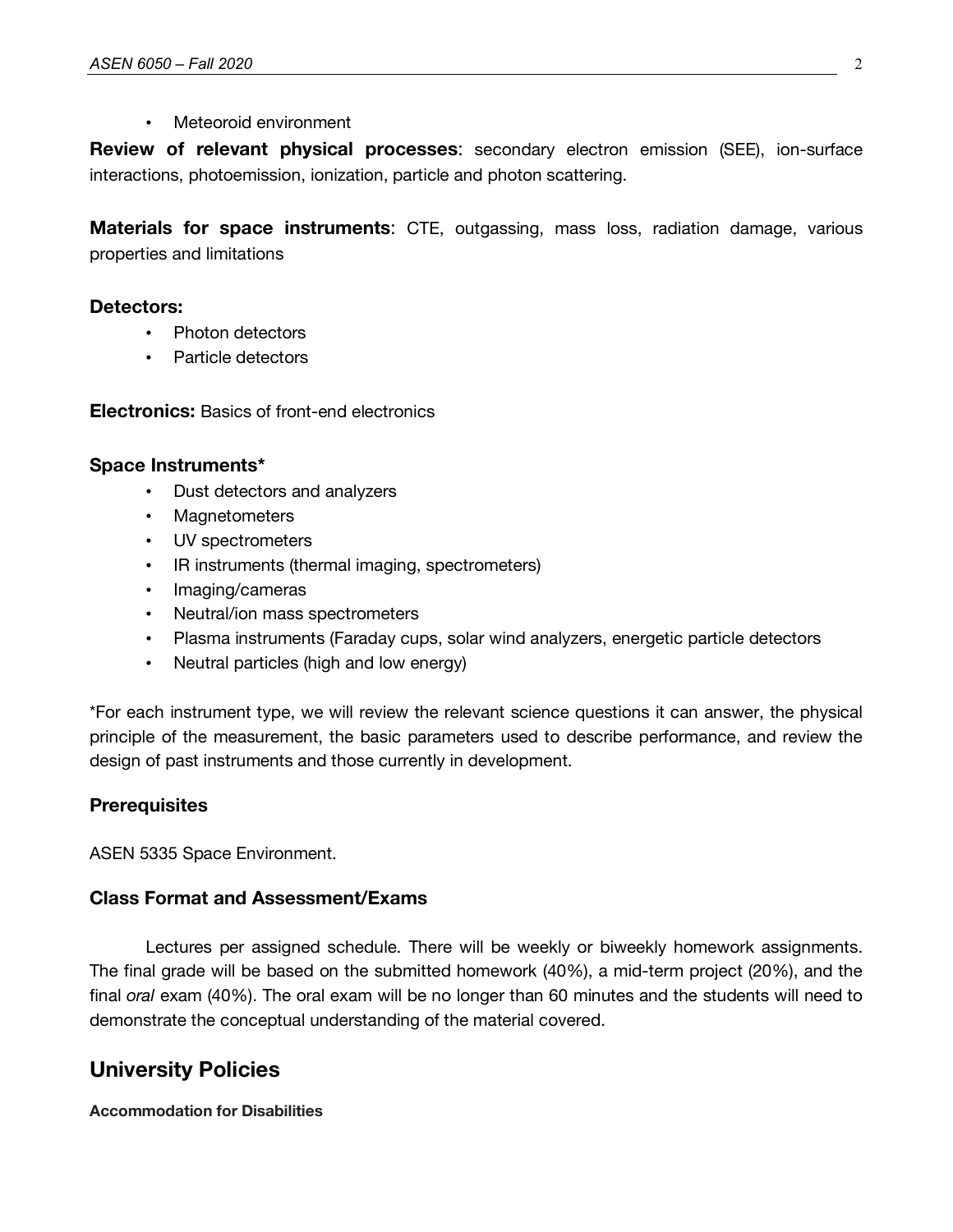- Meteoroid environment

**Review of relevant physical processes**: secondary electron emission (SEE), ion-surface interactions, photoemission, ionization, particle and photon scattering.

**Materials for space instruments**: CTE, outgassing, mass loss, radiation damage, various properties and limitations

**Detectors:**

- Photon detectors
- Particle detectors

**Electronics:** Basics of front-end electronics

**Space Instruments***

- Dust detectors and analyzers
- Magnetometers
- UV spectrometers
- IR instruments (thermal imaging, spectrometers)
- Imaging/cameras
- Neutral/ion mass spectrometers
- Plasma instruments (Faraday cups, solar wind analyzers, energetic particle detectors
- Neutral particles (high and low energy)

*For each instrument type, we will review the relevant science questions it can answer, the physical principle of the measurement, the basic parameters used to describe performance, and review the design of past instruments and those currently in development.

### Prerequisites

ASEN 5335 Space Environment.

### Class Format and Assessment/Exams

Lectures per assigned schedule. There will be weekly or biweekly homework assignments. The final grade will be based on the submitted homework (40%), a mid-term project (20%), and the final *oral* exam (40%). The oral exam will be no longer than 60 minutes and the students will need to demonstrate the conceptual understanding of the material covered.

## University Policies

**Accommodation for Disabilities**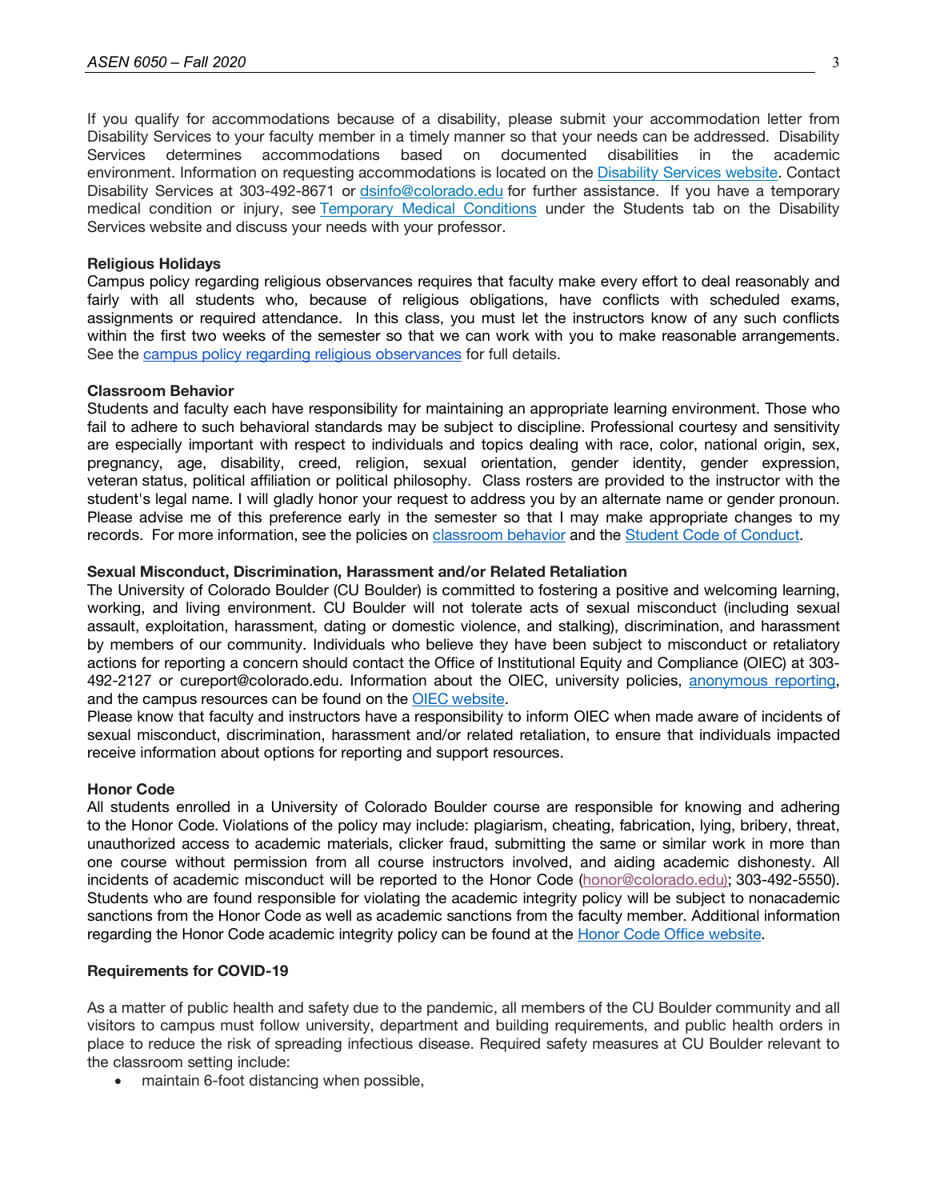If you qualify for accommodations because of a disability, please submit your accommodation letter from Disability Services to your faculty member in a timely manner so that your needs can be addressed. Disability Services determines accommodations based on documented disabilities in the academic environment. Information on requesting accommodations is located on the [Disability Services website](). Contact Disability Services at 303-492-8671 or [dsinfo@colorado.edu]() for further assistance. If you have a temporary medical condition or injury, see [Temporary Medical Conditions]() under the Students tab on the Disability Services website and discuss your needs with your professor.

**Religious Holidays**

Campus policy regarding religious observances requires that faculty make every effort to deal reasonably and fairly with all students who, because of religious obligations, have conflicts with scheduled exams, assignments or required attendance. In this class, you must let the instructors know of any such conflicts within the first two weeks of the semester so that we can work with you to make reasonable arrangements. See the [campus policy regarding religious observances]() for full details.

**Classroom Behavior**

Students and faculty each have responsibility for maintaining an appropriate learning environment. Those who fail to adhere to such behavioral standards may be subject to discipline. Professional courtesy and sensitivity are especially important with respect to individuals and topics dealing with race, color, national origin, sex, pregnancy, age, disability, creed, religion, sexual orientation, gender identity, gender expression, veteran status, political affiliation or political philosophy. Class rosters are provided to the instructor with the student's legal name. I will gladly honor your request to address you by an alternate name or gender pronoun. Please advise me of this preference early in the semester so that I may make appropriate changes to my records. For more information, see the policies on [classroom behavior]() and the [Student Code of Conduct]().

**Sexual Misconduct, Discrimination, Harassment and/or Related Retaliation**

The University of Colorado Boulder (CU Boulder) is committed to fostering a positive and welcoming learning, working, and living environment. CU Boulder will not tolerate acts of sexual misconduct (including sexual assault, exploitation, harassment, dating or domestic violence, and stalking), discrimination, and harassment by members of our community. Individuals who believe they have been subject to misconduct or retaliatory actions for reporting a concern should contact the Office of Institutional Equity and Compliance (OIEC) at 303-492-2127 or cureport@colorado.edu. Information about the OIEC, university policies, [anonymous reporting](), and the campus resources can be found on the [OIEC website]().

Please know that faculty and instructors have a responsibility to inform OIEC when made aware of incidents of sexual misconduct, discrimination, harassment and/or related retaliation, to ensure that individuals impacted receive information about options for reporting and support resources.

**Honor Code**

All students enrolled in a University of Colorado Boulder course are responsible for knowing and adhering to the Honor Code. Violations of the policy may include: plagiarism, cheating, fabrication, lying, bribery, threat, unauthorized access to academic materials, clicker fraud, submitting the same or similar work in more than one course without permission from all course instructors involved, and aiding academic dishonesty. All incidents of academic misconduct will be reported to the Honor Code ([honor@colorado.edu]()); 303-492-5550). Students who are found responsible for violating the academic integrity policy will be subject to nonacademic sanctions from the Honor Code as well as academic sanctions from the faculty member. Additional information regarding the Honor Code academic integrity policy can be found at the [Honor Code Office website]().

**Requirements for COVID-19**

As a matter of public health and safety due to the pandemic, all members of the CU Boulder community and all visitors to campus must follow university, department and building requirements, and public health orders in place to reduce the risk of spreading infectious disease. Required safety measures at CU Boulder relevant to the classroom setting include:

- maintain 6-foot distancing when possible,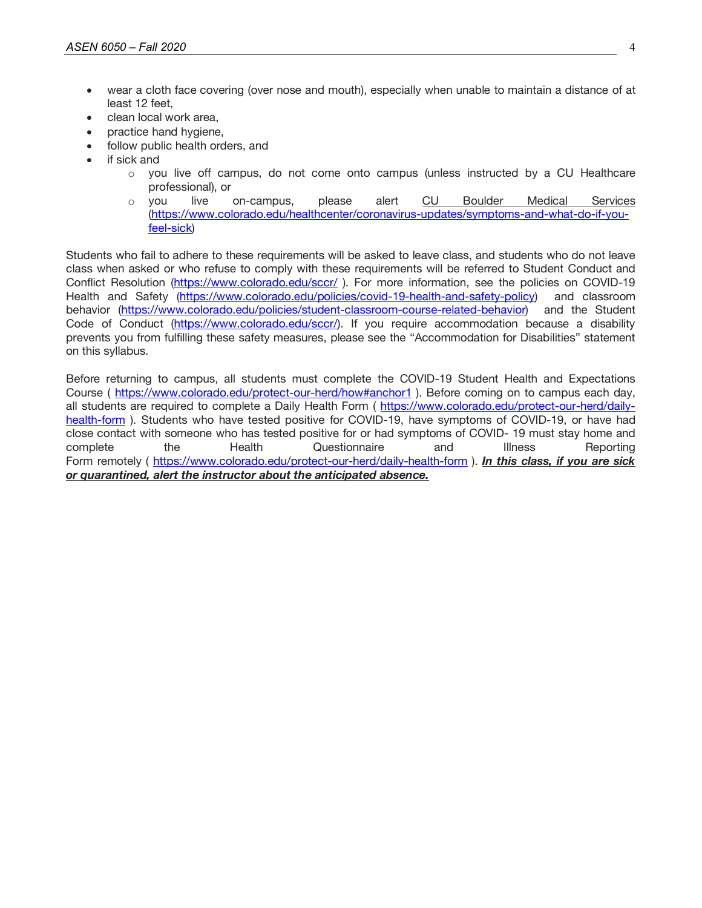- wear a cloth face covering (over nose and mouth), especially when unable to maintain a distance of at least 12 feet,
- clean local work area,
- practice hand hygiene,
- follow public health orders, and
- if sick and
    - you live off campus, do not come onto campus (unless instructed by a CU Healthcare professional), or
    - you live on-campus, please alert CU Boulder Medical Services (https://www.colorado.edu/healthcenter/coronavirus-updates/symptoms-and-what-do-if-you-feel-sick)

Students who fail to adhere to these requirements will be asked to leave class, and students who do not leave class when asked or who refuse to comply with these requirements will be referred to Student Conduct and Conflict Resolution (https://www.colorado.edu/sccr/ ). For more information, see the policies on COVID-19 Health and Safety (https://www.colorado.edu/policies/covid-19-health-and-safety-policy) and classroom behavior (https://www.colorado.edu/policies/student-classroom-course-related-behavior) and the Student Code of Conduct (https://www.colorado.edu/sccr/). If you require accommodation because a disability prevents you from fulfilling these safety measures, please see the "Accommodation for Disabilities" statement on this syllabus.

Before returning to campus, all students must complete the COVID-19 Student Health and Expectations Course ( https://www.colorado.edu/protect-our-herd/how#anchor1 ). Before coming on to campus each day, all students are required to complete a Daily Health Form ( https://www.colorado.edu/protect-our-herd/daily-health-form ). Students who have tested positive for COVID-19, have symptoms of COVID-19, or have had close contact with someone who has tested positive for or had symptoms of COVID- 19 must stay home and complete the Health Questionnaire and Illness Reporting Form remotely ( https://www.colorado.edu/protect-our-herd/daily-health-form ). ***In this class, if you are sick or quarantined, alert the instructor about the anticipated absence.***